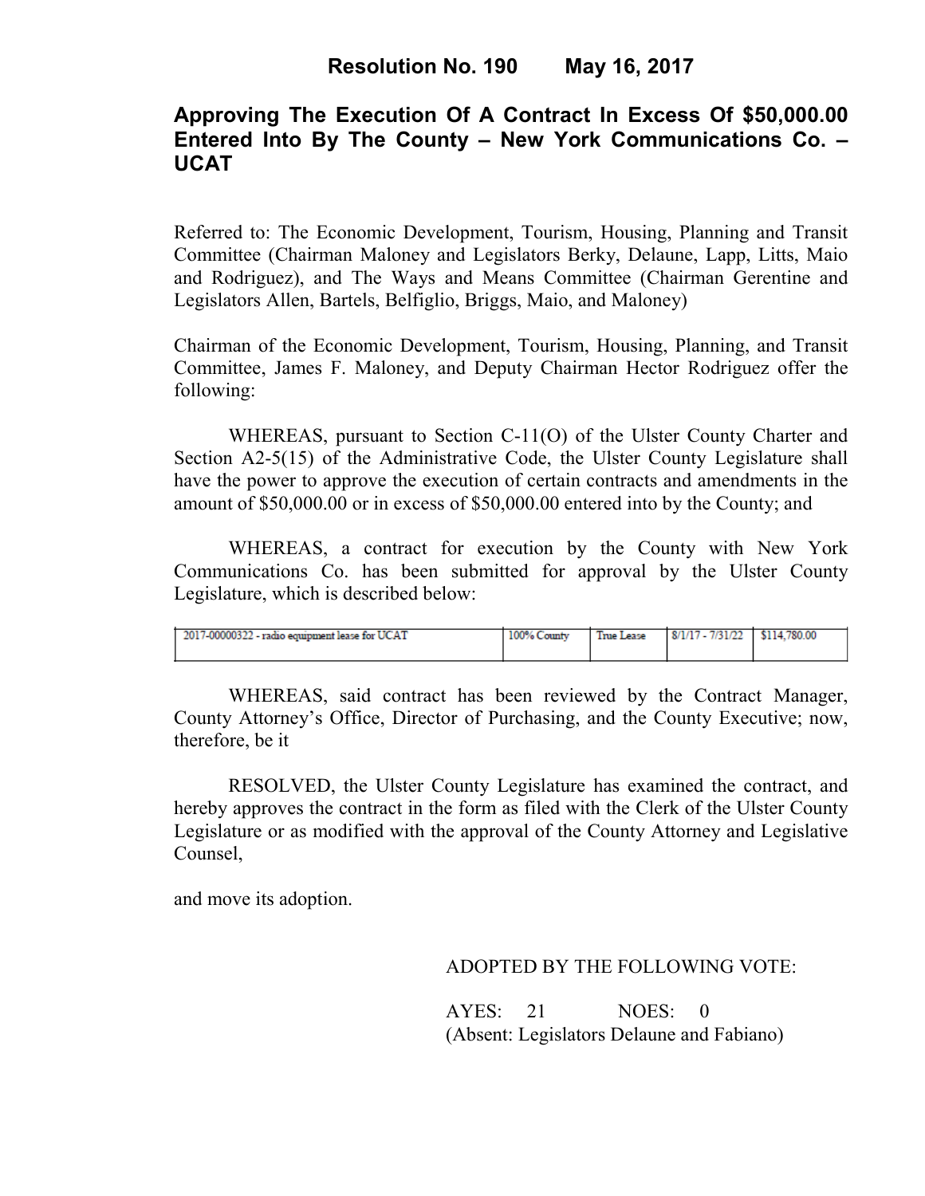**Resolution No. 190 May 16, 2017**

# Approving The Execution Of A Contract In Excess Of $50,000.00 Entered Into By The County – New York Communications Co. – UCAT

Referred to: The Economic Development, Tourism, Housing, Planning and Transit Committee (Chairman Maloney and Legislators Berky, Delaune, Lapp, Litts, Maio and Rodriguez), and The Ways and Means Committee (Chairman Gerentine and Legislators Allen, Bartels, Belfiglio, Briggs, Maio, and Maloney)

Chairman of the Economic Development, Tourism, Housing, Planning, and Transit Committee, James F. Maloney, and Deputy Chairman Hector Rodriguez offer the following:

WHEREAS, pursuant to Section C-11(O) of the Ulster County Charter and Section A2-5(15) of the Administrative Code, the Ulster County Legislature shall have the power to approve the execution of certain contracts and amendments in the amount of $50,000.00 or in excess of $50,000.00 entered into by the County; and

WHEREAS, a contract for execution by the County with New York Communications Co. has been submitted for approval by the Ulster County Legislature, which is described below:

| 2017-00000322 - radio equipment lease for UCAT | 100% County | True Lease | 8/1/17 - 7/31/22 | $114,780.00 |
|---|---|---|---|---|

WHEREAS, said contract has been reviewed by the Contract Manager, County Attorney's Office, Director of Purchasing, and the County Executive; now, therefore, be it

RESOLVED, the Ulster County Legislature has examined the contract, and hereby approves the contract in the form as filed with the Clerk of the Ulster County Legislature or as modified with the approval of the County Attorney and Legislative Counsel,

and move its adoption.

ADOPTED BY THE FOLLOWING VOTE:

AYES: 21 NOES: 0
(Absent: Legislators Delaune and Fabiano)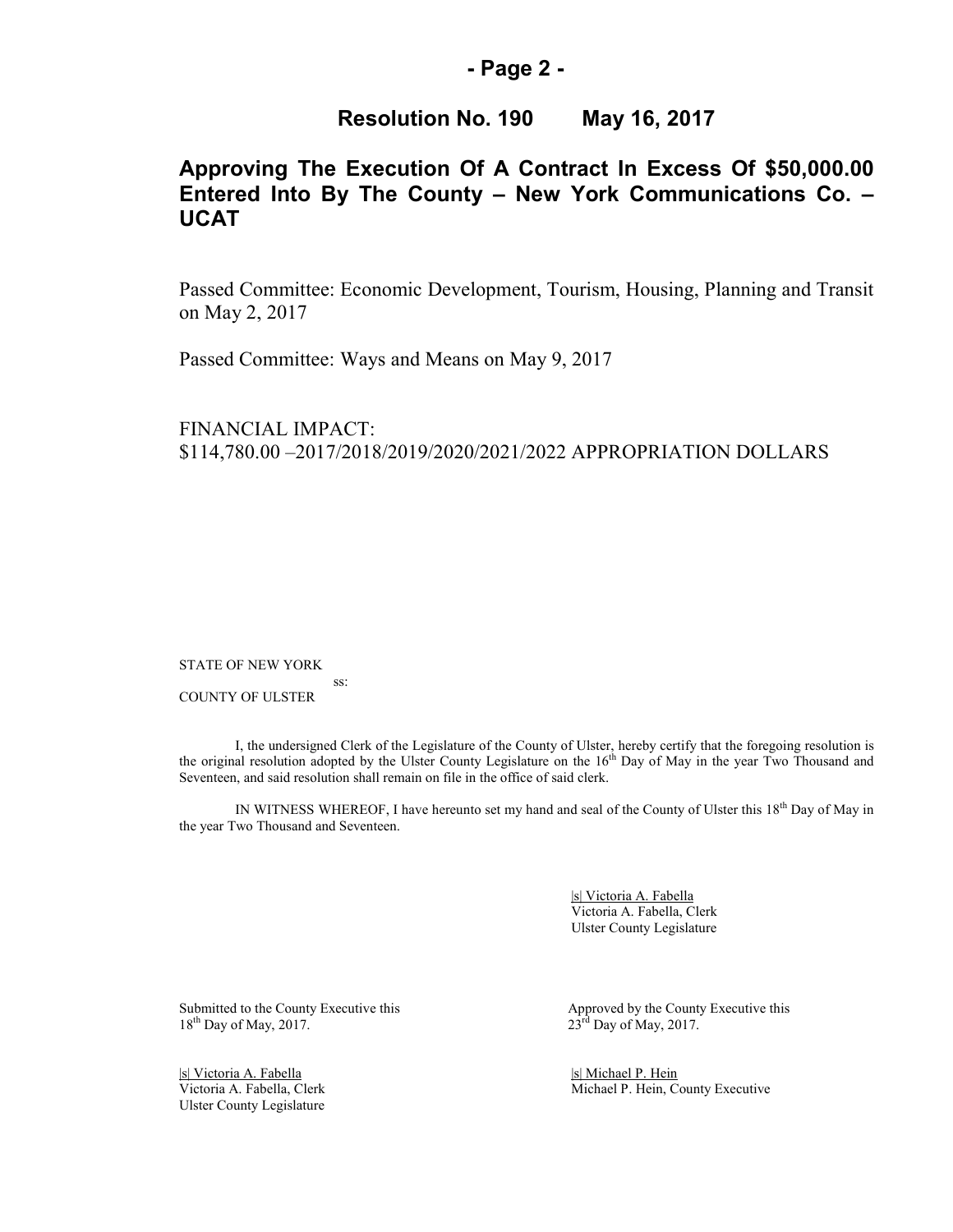## Resolution No. 190 May 16, 2017

### Approving The Execution Of A Contract In Excess Of $50,000.00 Entered Into By The County – New York Communications Co. – UCAT

Passed Committee: Economic Development, Tourism, Housing, Planning and Transit on May 2, 2017

Passed Committee: Ways and Means on May 9, 2017

FINANCIAL IMPACT:
$114,780.00 –2017/2018/2019/2020/2021/2022 APPROPRIATION DOLLARS

STATE OF NEW YORK
ss:
COUNTY OF ULSTER

I, the undersigned Clerk of the Legislature of the County of Ulster, hereby certify that the foregoing resolution is the original resolution adopted by the Ulster County Legislature on the 16th Day of May in the year Two Thousand and Seventeen, and said resolution shall remain on file in the office of said clerk.

IN WITNESS WHEREOF, I have hereunto set my hand and seal of the County of Ulster this 18th Day of May in the year Two Thousand and Seventeen.

|s| Victoria A. Fabella
Victoria A. Fabella, Clerk
Ulster County Legislature

Submitted to the County Executive this 18th Day of May, 2017.

|s| Victoria A. Fabella
Victoria A. Fabella, Clerk
Ulster County Legislature

Approved by the County Executive this 23rd Day of May, 2017.

|s| Michael P. Hein
Michael P. Hein, County Executive